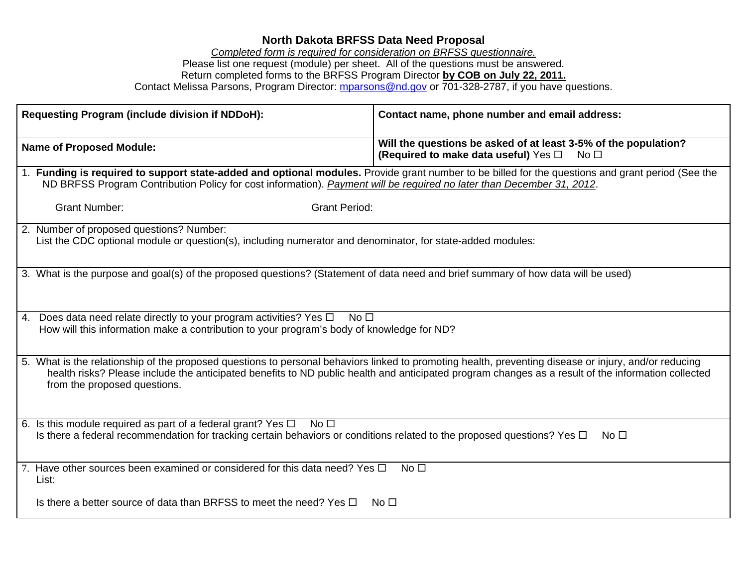# North Dakota BRFSS Data Need Proposal

*Completed form is required for consideration on BRFSS questionnaire.*

Please list one request (module) per sheet. All of the questions must be answered.

Return completed forms to the BRFSS Program Director **by COB on July 22, 2011.**

Contact Melissa Parsons, Program Director: mparsons@nd.gov or 701-328-2787, if you have questions.

| **Requesting Program (include division if NDDoH):** | **Contact name, phone number and email address:** |
|---|---|
| **Name of Proposed Module:** | **Will the questions be asked of at least 3-5% of the population? (Required to make data useful)** Yes ☐ No ☐ |

1. **Funding is required to support state-added and optional modules.** Provide grant number to be billed for the questions and grant period (See the ND BRFSS Program Contribution Policy for cost information). *Payment will be required no later than December 31, 2012*.

   Grant Number: Grant Period:

2. Number of proposed questions? Number:
   List the CDC optional module or question(s), including numerator and denominator, for state-added modules:

3. What is the purpose and goal(s) of the proposed questions? (Statement of data need and brief summary of how data will be used)

4. Does data need relate directly to your program activities? Yes ☐ No ☐
   How will this information make a contribution to your program's body of knowledge for ND?

5. What is the relationship of the proposed questions to personal behaviors linked to promoting health, preventing disease or injury, and/or reducing health risks? Please include the anticipated benefits to ND public health and anticipated program changes as a result of the information collected from the proposed questions.

6. Is this module required as part of a federal grant? Yes ☐ No ☐
   Is there a federal recommendation for tracking certain behaviors or conditions related to the proposed questions? Yes ☐ No ☐

7. Have other sources been examined or considered for this data need? Yes ☐ No ☐
   List:

   Is there a better source of data than BRFSS to meet the need? Yes ☐ No ☐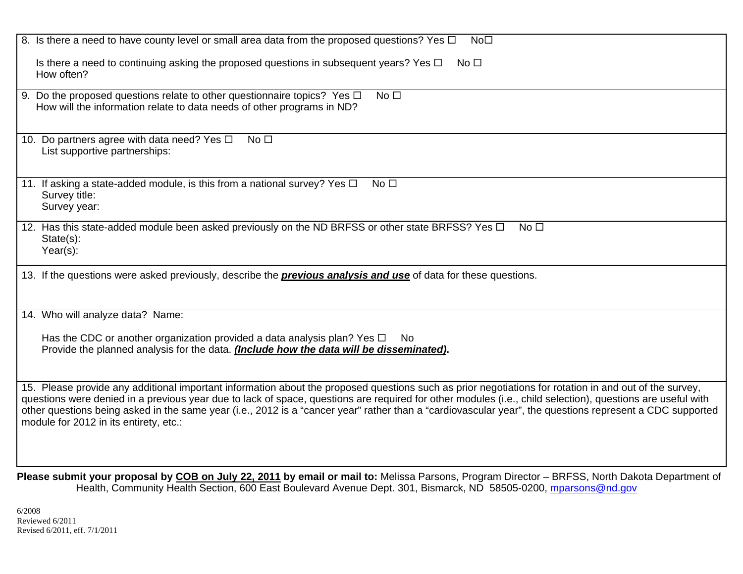8. Is there a need to have county level or small area data from the proposed questions? Yes ☐ No☐

   Is there a need to continuing asking the proposed questions in subsequent years? Yes ☐ No ☐
   How often?

9. Do the proposed questions relate to other questionnaire topics? Yes ☐ No ☐
   How will the information relate to data needs of other programs in ND?

10. Do partners agree with data need? Yes ☐ No ☐
    List supportive partnerships:

11. If asking a state-added module, is this from a national survey? Yes ☐ No ☐
    Survey title:
    Survey year:

12. Has this state-added module been asked previously on the ND BRFSS or other state BRFSS? Yes ☐ No ☐
    State(s):
    Year(s):

13. If the questions were asked previously, describe the ***previous analysis and use*** of data for these questions.

14. Who will analyze data? Name:

    Has the CDC or another organization provided a data analysis plan? Yes ☐ No
    Provide the planned analysis for the data. ***(Include how the data will be disseminated)*.**

15. Please provide any additional important information about the proposed questions such as prior negotiations for rotation in and out of the survey, questions were denied in a previous year due to lack of space, questions are required for other modules (i.e., child selection), questions are useful with other questions being asked in the same year (i.e., 2012 is a "cancer year" rather than a "cardiovascular year", the questions represent a CDC supported module for 2012 in its entirety, etc.:

**Please submit your proposal by COB on July 22, 2011 by email or mail to:** Melissa Parsons, Program Director – BRFSS, North Dakota Department of Health, Community Health Section, 600 East Boulevard Avenue Dept. 301, Bismarck, ND 58505-0200, mparsons@nd.gov

6/2008
Reviewed 6/2011
Revised 6/2011, eff. 7/1/2011